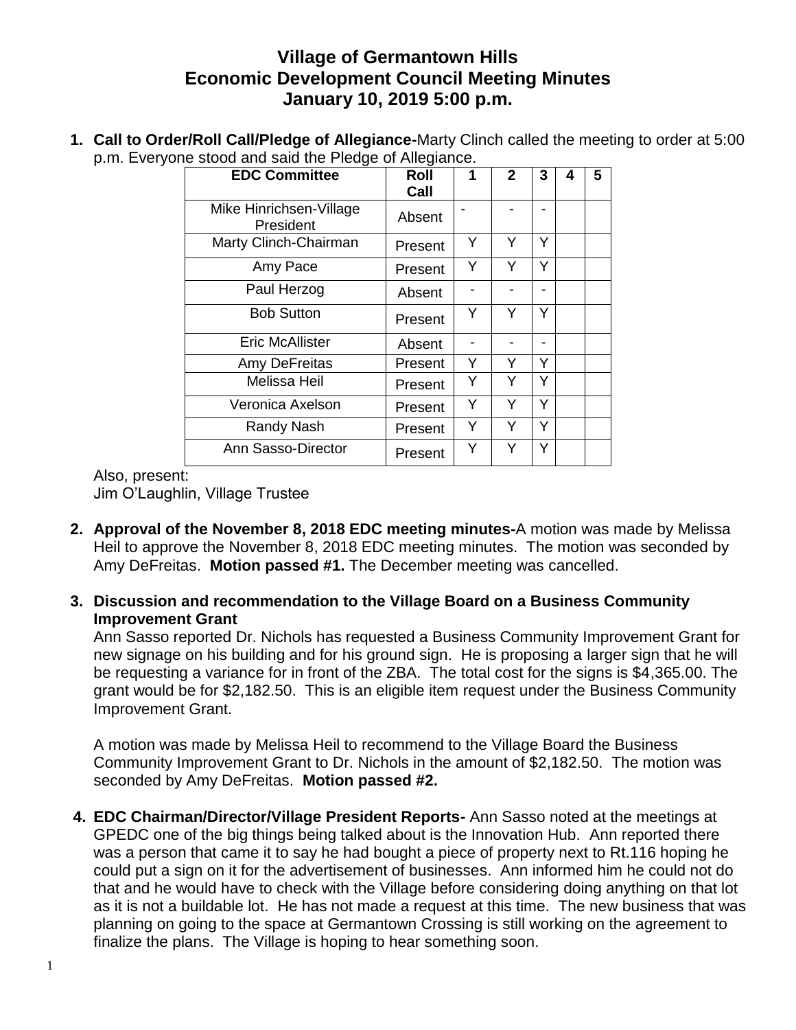# Village of Germantown Hills
## Economic Development Council Meeting Minutes
### January 10, 2019 5:00 p.m.

1. **Call to Order/Roll Call/Pledge of Allegiance-**Marty Clinch called the meeting to order at 5:00 p.m. Everyone stood and said the Pledge of Allegiance.

| EDC Committee | Roll Call | 1 | 2 | 3 | 4 | 5 |
|---|---|---|---|---|---|---|
| Mike Hinrichsen-Village President | Absent | - | - | - | | |
| Marty Clinch-Chairman | Present | Y | Y | Y | | |
| Amy Pace | Present | Y | Y | Y | | |
| Paul Herzog | Absent | - | - | - | | |
| Bob Sutton | Present | Y | Y | Y | | |
| Eric McAllister | Absent | - | - | - | | |
| Amy DeFreitas | Present | Y | Y | Y | | |
| Melissa Heil | Present | Y | Y | Y | | |
| Veronica Axelson | Present | Y | Y | Y | | |
| Randy Nash | Present | Y | Y | Y | | |
| Ann Sasso-Director | Present | Y | Y | Y | | |

Also, present:
Jim O'Laughlin, Village Trustee

2. **Approval of the November 8, 2018 EDC meeting minutes-**A motion was made by Melissa Heil to approve the November 8, 2018 EDC meeting minutes. The motion was seconded by Amy DeFreitas. **Motion passed #1.** The December meeting was cancelled.

3. **Discussion and recommendation to the Village Board on a Business Community Improvement Grant**

   Ann Sasso reported Dr. Nichols has requested a Business Community Improvement Grant for new signage on his building and for his ground sign. He is proposing a larger sign that he will be requesting a variance for in front of the ZBA. The total cost for the signs is $4,365.00. The grant would be for $2,182.50. This is an eligible item request under the Business Community Improvement Grant.

   A motion was made by Melissa Heil to recommend to the Village Board the Business Community Improvement Grant to Dr. Nichols in the amount of $2,182.50. The motion was seconded by Amy DeFreitas. **Motion passed #2.**

4. **EDC Chairman/Director/Village President Reports-** Ann Sasso noted at the meetings at GPEDC one of the big things being talked about is the Innovation Hub. Ann reported there was a person that came it to say he had bought a piece of property next to Rt.116 hoping he could put a sign on it for the advertisement of businesses. Ann informed him he could not do that and he would have to check with the Village before considering doing anything on that lot as it is not a buildable lot. He has not made a request at this time. The new business that was planning on going to the space at Germantown Crossing is still working on the agreement to finalize the plans. The Village is hoping to hear something soon.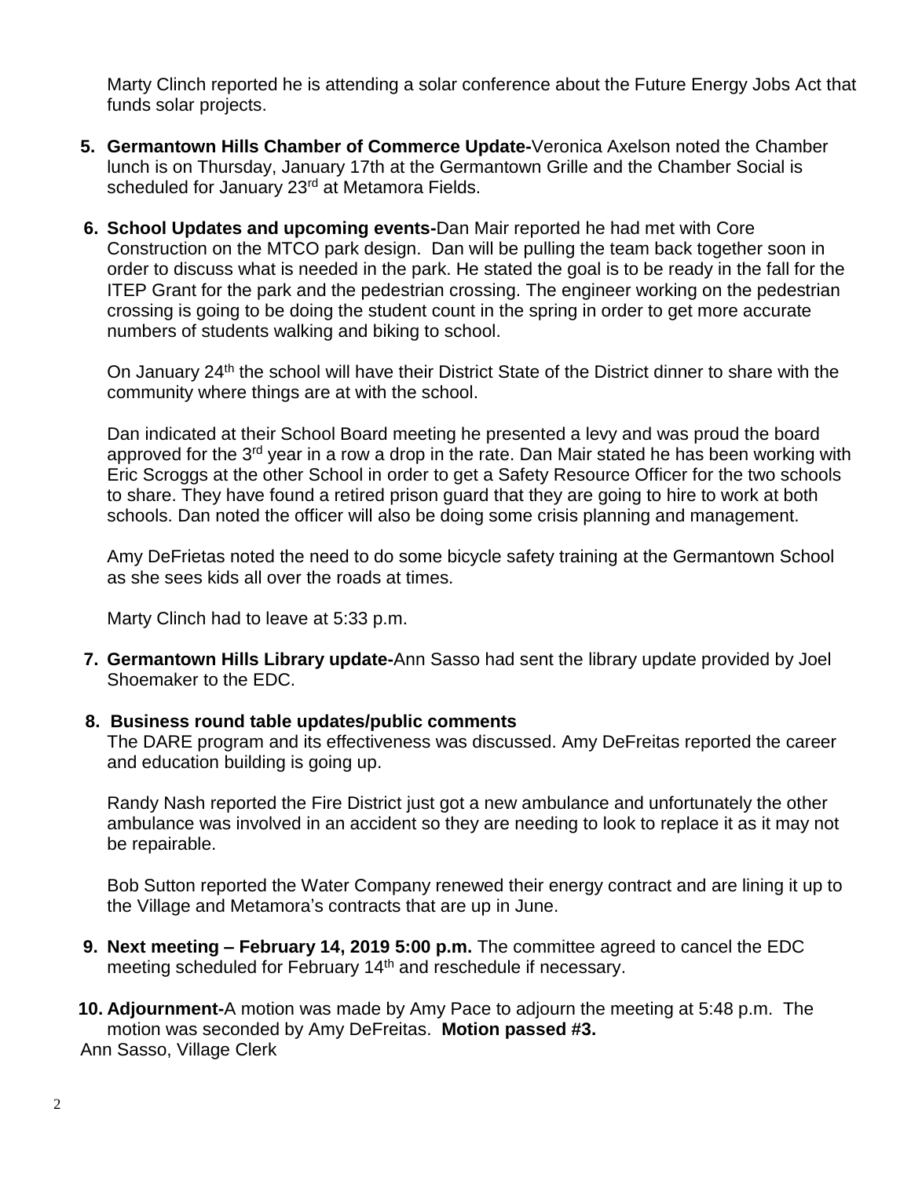Marty Clinch reported he is attending a solar conference about the Future Energy Jobs Act that funds solar projects.

5. **Germantown Hills Chamber of Commerce Update-**Veronica Axelson noted the Chamber lunch is on Thursday, January 17th at the Germantown Grille and the Chamber Social is scheduled for January 23rd at Metamora Fields.

6. **School Updates and upcoming events-**Dan Mair reported he had met with Core Construction on the MTCO park design. Dan will be pulling the team back together soon in order to discuss what is needed in the park. He stated the goal is to be ready in the fall for the ITEP Grant for the park and the pedestrian crossing. The engineer working on the pedestrian crossing is going to be doing the student count in the spring in order to get more accurate numbers of students walking and biking to school.

   On January 24th the school will have their District State of the District dinner to share with the community where things are at with the school.

   Dan indicated at their School Board meeting he presented a levy and was proud the board approved for the 3rd year in a row a drop in the rate. Dan Mair stated he has been working with Eric Scroggs at the other School in order to get a Safety Resource Officer for the two schools to share. They have found a retired prison guard that they are going to hire to work at both schools. Dan noted the officer will also be doing some crisis planning and management.

   Amy DeFrietas noted the need to do some bicycle safety training at the Germantown School as she sees kids all over the roads at times.

   Marty Clinch had to leave at 5:33 p.m.

7. **Germantown Hills Library update-**Ann Sasso had sent the library update provided by Joel Shoemaker to the EDC.

8. **Business round table updates/public comments**

   The DARE program and its effectiveness was discussed. Amy DeFreitas reported the career and education building is going up.

   Randy Nash reported the Fire District just got a new ambulance and unfortunately the other ambulance was involved in an accident so they are needing to look to replace it as it may not be repairable.

   Bob Sutton reported the Water Company renewed their energy contract and are lining it up to the Village and Metamora's contracts that are up in June.

9. **Next meeting – February 14, 2019 5:00 p.m.** The committee agreed to cancel the EDC meeting scheduled for February 14th and reschedule if necessary.

10. **Adjournment-**A motion was made by Amy Pace to adjourn the meeting at 5:48 p.m. The motion was seconded by Amy DeFreitas. **Motion passed #3.**

Ann Sasso, Village Clerk